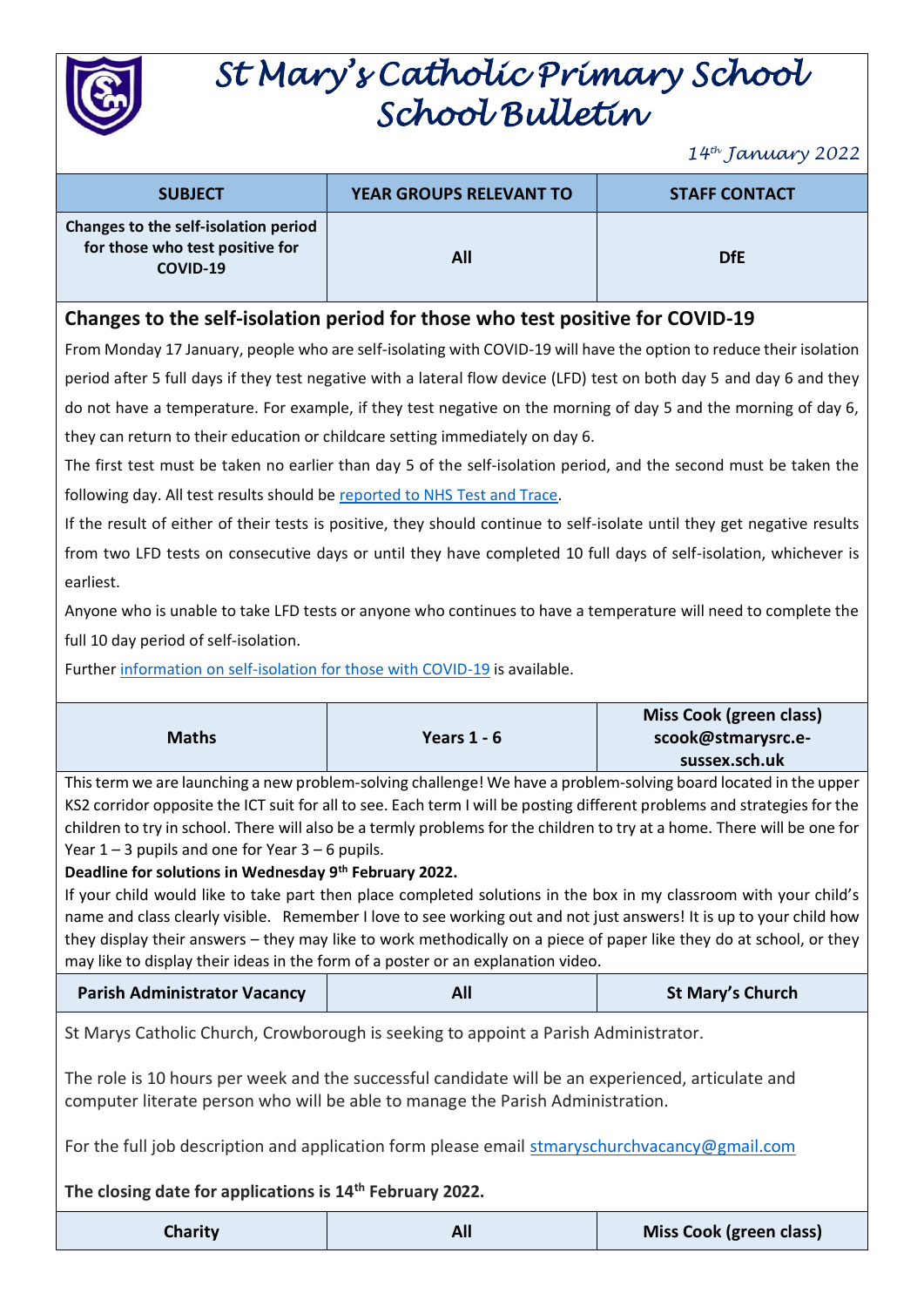# St Mary's Catholic Primary School
# School Bulletin

*14th January 2022*

| SUBJECT | YEAR GROUPS RELEVANT TO | STAFF CONTACT |
|---|---|---|
| Changes to the self-isolation period for those who test positive for COVID-19 | All | DfE |

## Changes to the self-isolation period for those who test positive for COVID-19

From Monday 17 January, people who are self-isolating with COVID-19 will have the option to reduce their isolation period after 5 full days if they test negative with a lateral flow device (LFD) test on both day 5 and day 6 and they do not have a temperature. For example, if they test negative on the morning of day 5 and the morning of day 6, they can return to their education or childcare setting immediately on day 6.

The first test must be taken no earlier than day 5 of the self-isolation period, and the second must be taken the following day. All test results should be reported to NHS Test and Trace.

If the result of either of their tests is positive, they should continue to self-isolate until they get negative results from two LFD tests on consecutive days or until they have completed 10 full days of self-isolation, whichever is earliest.

Anyone who is unable to take LFD tests or anyone who continues to have a temperature will need to complete the full 10 day period of self-isolation.

Further information on self-isolation for those with COVID-19 is available.

| Maths | Years 1 - 6 | Miss Cook (green class) scook@stmarysrc.e-sussex.sch.uk |
|---|---|---|

This term we are launching a new problem-solving challenge! We have a problem-solving board located in the upper KS2 corridor opposite the ICT suit for all to see. Each term I will be posting different problems and strategies for the children to try in school. There will also be a termly problems for the children to try at a home. There will be one for Year 1 – 3 pupils and one for Year 3 – 6 pupils.

**Deadline for solutions in Wednesday 9th February 2022.**

If your child would like to take part then place completed solutions in the box in my classroom with your child's name and class clearly visible. Remember I love to see working out and not just answers! It is up to your child how they display their answers – they may like to work methodically on a piece of paper like they do at school, or they may like to display their ideas in the form of a poster or an explanation video.

| Parish Administrator Vacancy | All | St Mary's Church |
|---|---|---|

St Marys Catholic Church, Crowborough is seeking to appoint a Parish Administrator.

The role is 10 hours per week and the successful candidate will be an experienced, articulate and computer literate person who will be able to manage the Parish Administration.

For the full job description and application form please email stmaryschurchvacancy@gmail.com

**The closing date for applications is 14th February 2022.**

| Charity | All | Miss Cook (green class) |
|---|---|---|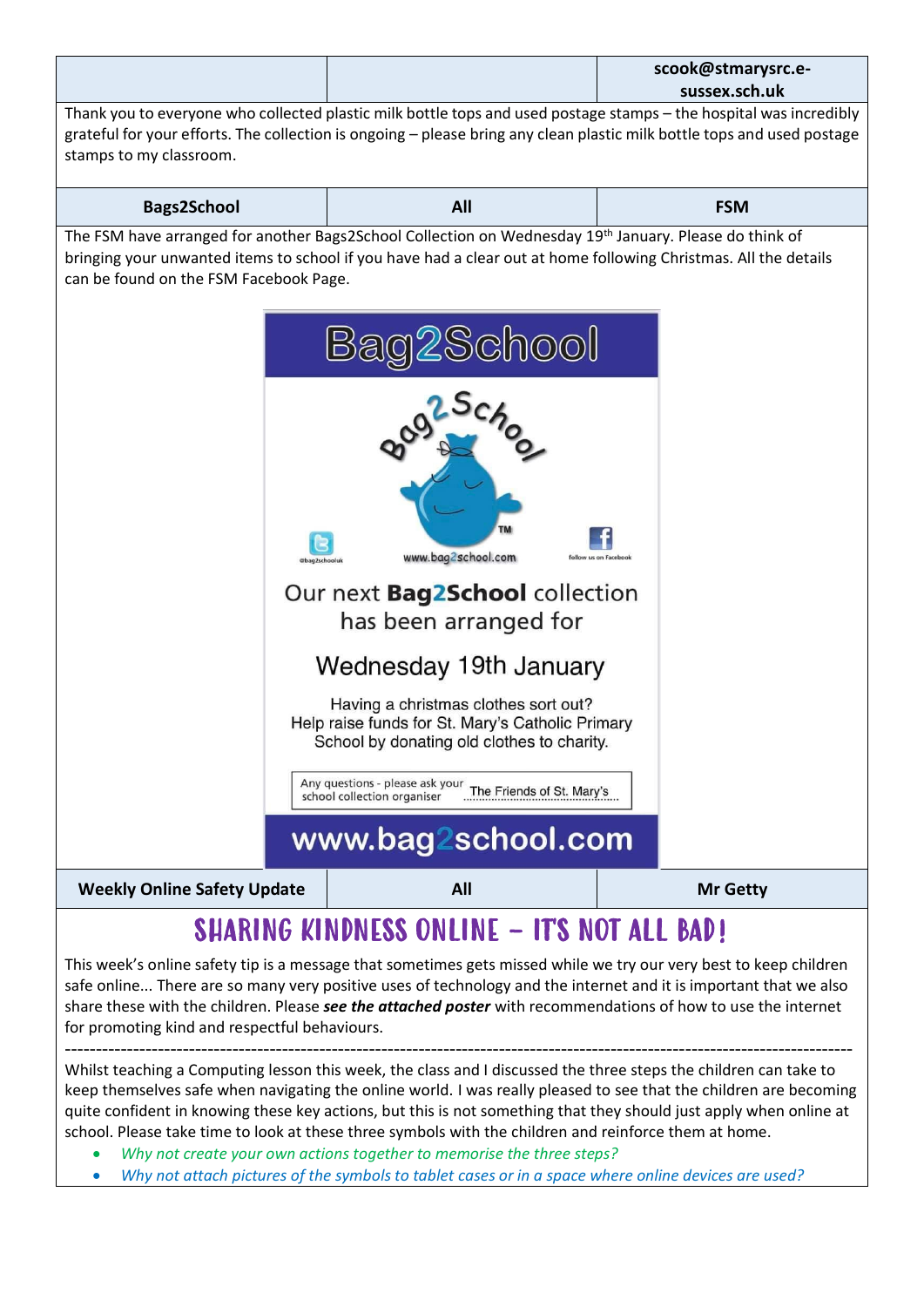| | | scook@stmarysrc.e-sussex.sch.uk |
|---|---|---|

Thank you to everyone who collected plastic milk bottle tops and used postage stamps – the hospital was incredibly grateful for your efforts. The collection is ongoing – please bring any clean plastic milk bottle tops and used postage stamps to my classroom.

| Bags2School | All | FSM |
|---|---|---|

The FSM have arranged for another Bags2School Collection on Wednesday 19th January. Please do think of bringing your unwanted items to school if you have had a clear out at home following Christmas. All the details can be found on the FSM Facebook Page.

Bag2School

Bag2School™

@bag2schooluk

www.bag2school.com

follow us on Facebook

Our next **Bag2School** collection has been arranged for

Wednesday 19th January

Having a christmas clothes sort out?
Help raise funds for St. Mary's Catholic Primary School by donating old clothes to charity.

Any questions - please ask your school collection organiser: The Friends of St. Mary's

www.bag2school.com

| Weekly Online Safety Update | All | Mr Getty |
|---|---|---|

## SHARING KINDNESS ONLINE – IT'S NOT ALL BAD!

This week's online safety tip is a message that sometimes gets missed while we try our very best to keep children safe online... There are so many very positive uses of technology and the internet and it is important that we also share these with the children. Please ***see the attached poster*** with recommendations of how to use the internet for promoting kind and respectful behaviours.

---

Whilst teaching a Computing lesson this week, the class and I discussed the three steps the children can take to keep themselves safe when navigating the online world. I was really pleased to see that the children are becoming quite confident in knowing these key actions, but this is not something that they should just apply when online at school. Please take time to look at these three symbols with the children and reinforce them at home.

- *Why not create your own actions together to memorise the three steps?*
- *Why not attach pictures of the symbols to tablet cases or in a space where online devices are used?*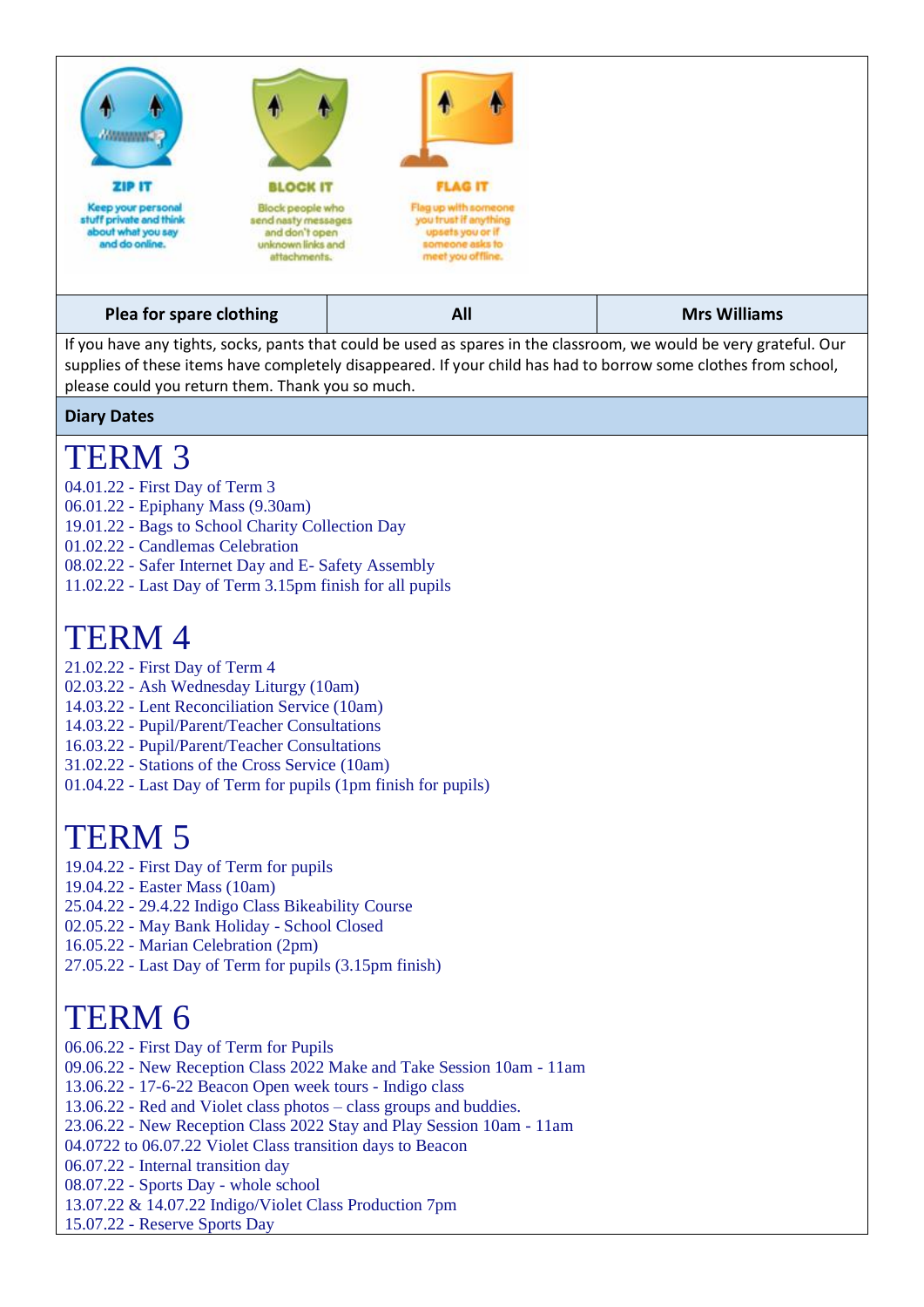**ZIP IT**
Keep your personal stuff private and think about what you say and do online.

**BLOCK IT**
Block people who send nasty messages and don't open unknown links and attachments.

**FLAG IT**
Flag up with someone you trust if anything upsets you or if someone asks to meet you offline.

| Plea for spare clothing | All | Mrs Williams |
| --- | --- | --- |

If you have any tights, socks, pants that could be used as spares in the classroom, we would be very grateful. Our supplies of these items have completely disappeared. If your child has had to borrow some clothes from school, please could you return them. Thank you so much.

**Diary Dates**

# TERM 3

04.01.22 - First Day of Term 3
06.01.22 - Epiphany Mass (9.30am)
19.01.22 - Bags to School Charity Collection Day
01.02.22 - Candlemas Celebration
08.02.22 - Safer Internet Day and E- Safety Assembly
11.02.22 - Last Day of Term 3.15pm finish for all pupils

# TERM 4

21.02.22 - First Day of Term 4
02.03.22 - Ash Wednesday Liturgy (10am)
14.03.22 - Lent Reconciliation Service (10am)
14.03.22 - Pupil/Parent/Teacher Consultations
16.03.22 - Pupil/Parent/Teacher Consultations
31.02.22 - Stations of the Cross Service (10am)
01.04.22 - Last Day of Term for pupils (1pm finish for pupils)

# TERM 5

19.04.22 - First Day of Term for pupils
19.04.22 - Easter Mass (10am)
25.04.22 - 29.4.22 Indigo Class Bikeability Course
02.05.22 - May Bank Holiday - School Closed
16.05.22 - Marian Celebration (2pm)
27.05.22 - Last Day of Term for pupils (3.15pm finish)

# TERM 6

06.06.22 - First Day of Term for Pupils
09.06.22 - New Reception Class 2022 Make and Take Session 10am - 11am
13.06.22 - 17-6-22 Beacon Open week tours - Indigo class
13.06.22 - Red and Violet class photos – class groups and buddies.
23.06.22 - New Reception Class 2022 Stay and Play Session 10am - 11am
04.0722 to 06.07.22 Violet Class transition days to Beacon
06.07.22 - Internal transition day
08.07.22 - Sports Day - whole school
13.07.22 & 14.07.22 Indigo/Violet Class Production 7pm
15.07.22 - Reserve Sports Day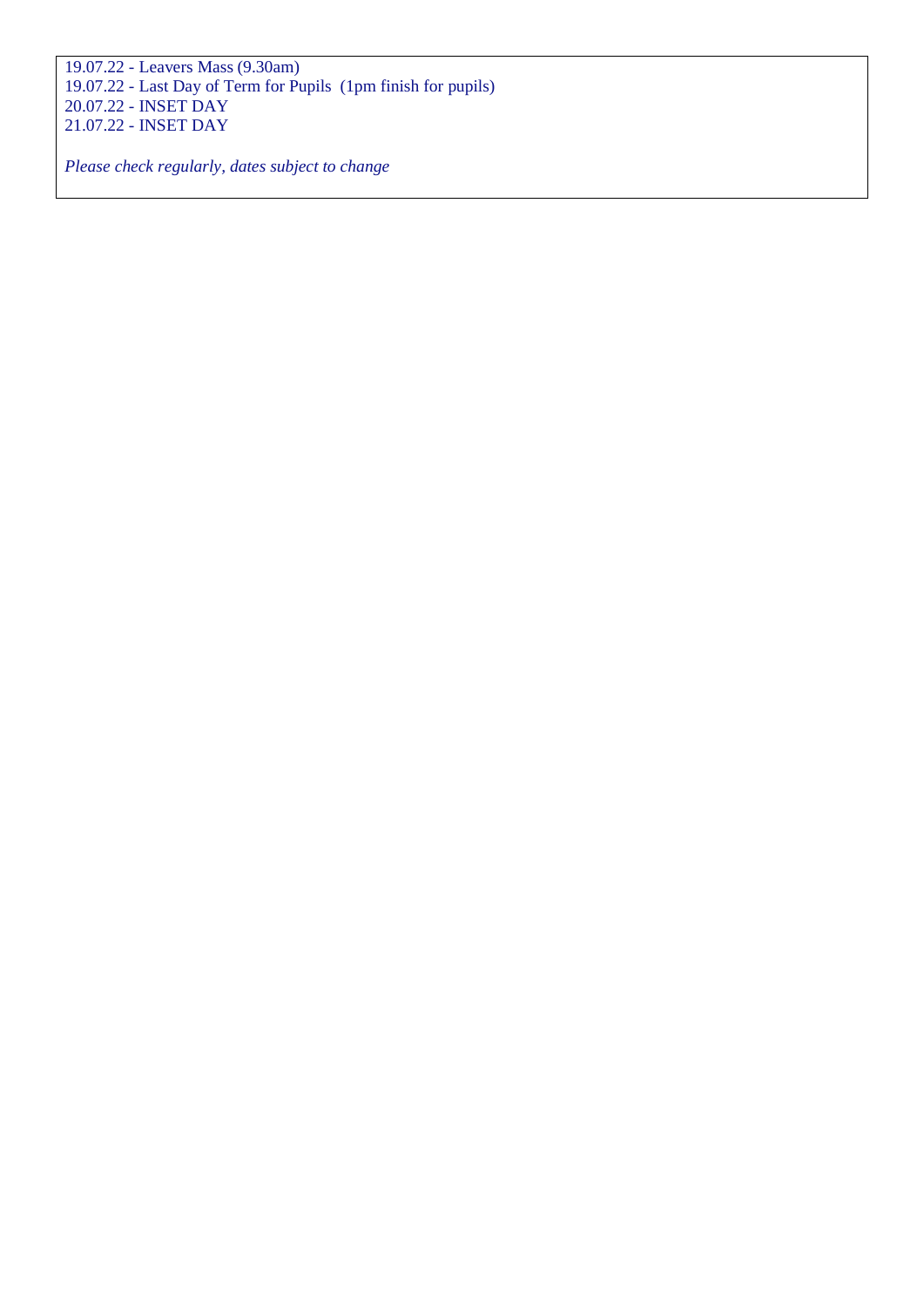19.07.22 - Leavers Mass (9.30am)
19.07.22 - Last Day of Term for Pupils (1pm finish for pupils)
20.07.22 - INSET DAY
21.07.22 - INSET DAY

*Please check regularly, dates subject to change*